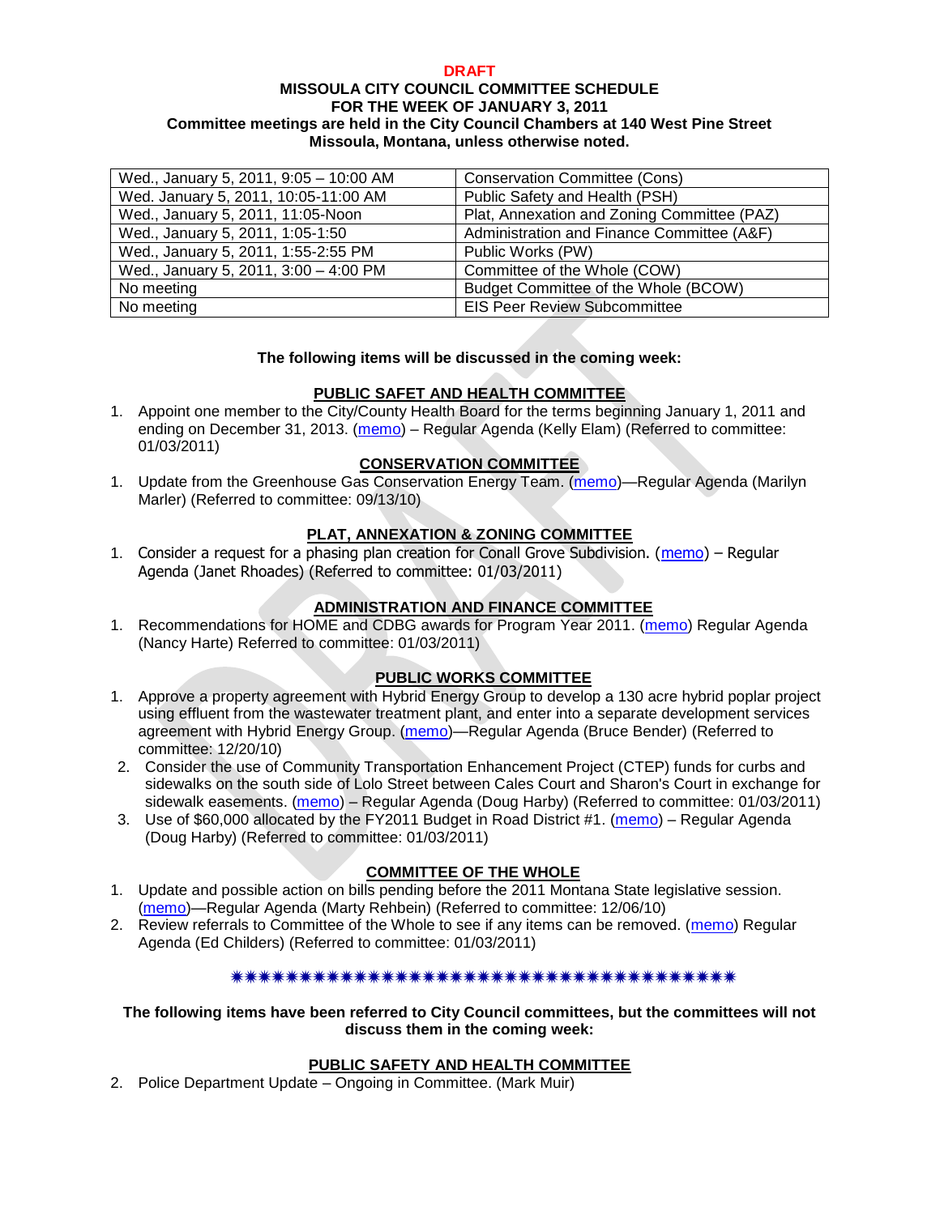**DRAFT**

**MISSOULA CITY COUNCIL COMMITTEE SCHEDULE**
**FOR THE WEEK OF JANUARY 3, 2011**
**Committee meetings are held in the City Council Chambers at 140 West Pine Street Missoula, Montana, unless otherwise noted.**

| | |
|---|---|
| Wed., January 5, 2011, 9:05 – 10:00 AM | Conservation Committee (Cons) |
| Wed. January 5, 2011, 10:05-11:00 AM | Public Safety and Health (PSH) |
| Wed., January 5, 2011, 11:05-Noon | Plat, Annexation and Zoning Committee (PAZ) |
| Wed., January 5, 2011, 1:05-1:50 | Administration and Finance Committee (A&F) |
| Wed., January 5, 2011, 1:55-2:55 PM | Public Works (PW) |
| Wed., January 5, 2011, 3:00 – 4:00 PM | Committee of the Whole (COW) |
| No meeting | Budget Committee of the Whole (BCOW) |
| No meeting | EIS Peer Review Subcommittee |

**The following items will be discussed in the coming week:**

**PUBLIC SAFET AND HEALTH COMMITTEE**

1. Appoint one member to the City/County Health Board for the terms beginning January 1, 2011 and ending on December 31, 2013. (memo) – Regular Agenda (Kelly Elam) (Referred to committee: 01/03/2011)

**CONSERVATION COMMITTEE**

1. Update from the Greenhouse Gas Conservation Energy Team. (memo)—Regular Agenda (Marilyn Marler) (Referred to committee: 09/13/10)

**PLAT, ANNEXATION & ZONING COMMITTEE**

1. Consider a request for a phasing plan creation for Conall Grove Subdivision. (memo) – Regular Agenda (Janet Rhoades) (Referred to committee: 01/03/2011)

**ADMINISTRATION AND FINANCE COMMITTEE**

1. Recommendations for HOME and CDBG awards for Program Year 2011. (memo) Regular Agenda (Nancy Harte) Referred to committee: 01/03/2011)

**PUBLIC WORKS COMMITTEE**

1. Approve a property agreement with Hybrid Energy Group to develop a 130 acre hybrid poplar project using effluent from the wastewater treatment plant, and enter into a separate development services agreement with Hybrid Energy Group. (memo)—Regular Agenda (Bruce Bender) (Referred to committee: 12/20/10)
2. Consider the use of Community Transportation Enhancement Project (CTEP) funds for curbs and sidewalks on the south side of Lolo Street between Cales Court and Sharon's Court in exchange for sidewalk easements. (memo) – Regular Agenda (Doug Harby) (Referred to committee: 01/03/2011)
3. Use of $60,000 allocated by the FY2011 Budget in Road District #1. (memo) – Regular Agenda (Doug Harby) (Referred to committee: 01/03/2011)

**COMMITTEE OF THE WHOLE**

1. Update and possible action on bills pending before the 2011 Montana State legislative session. (memo)—Regular Agenda (Marty Rehbein) (Referred to committee: 12/06/10)
2. Review referrals to Committee of the Whole to see if any items can be removed. (memo) Regular Agenda (Ed Childers) (Referred to committee: 01/03/2011)

\*\*\*\*\*\*\*\*\*\*\*\*\*\*\*\*\*\*\*\*\*\*\*\*\*\*\*\*\*\*\*\*\*\*\*\*\*\*\*

**The following items have been referred to City Council committees, but the committees will not discuss them in the coming week:**

**PUBLIC SAFETY AND HEALTH COMMITTEE**

2. Police Department Update – Ongoing in Committee. (Mark Muir)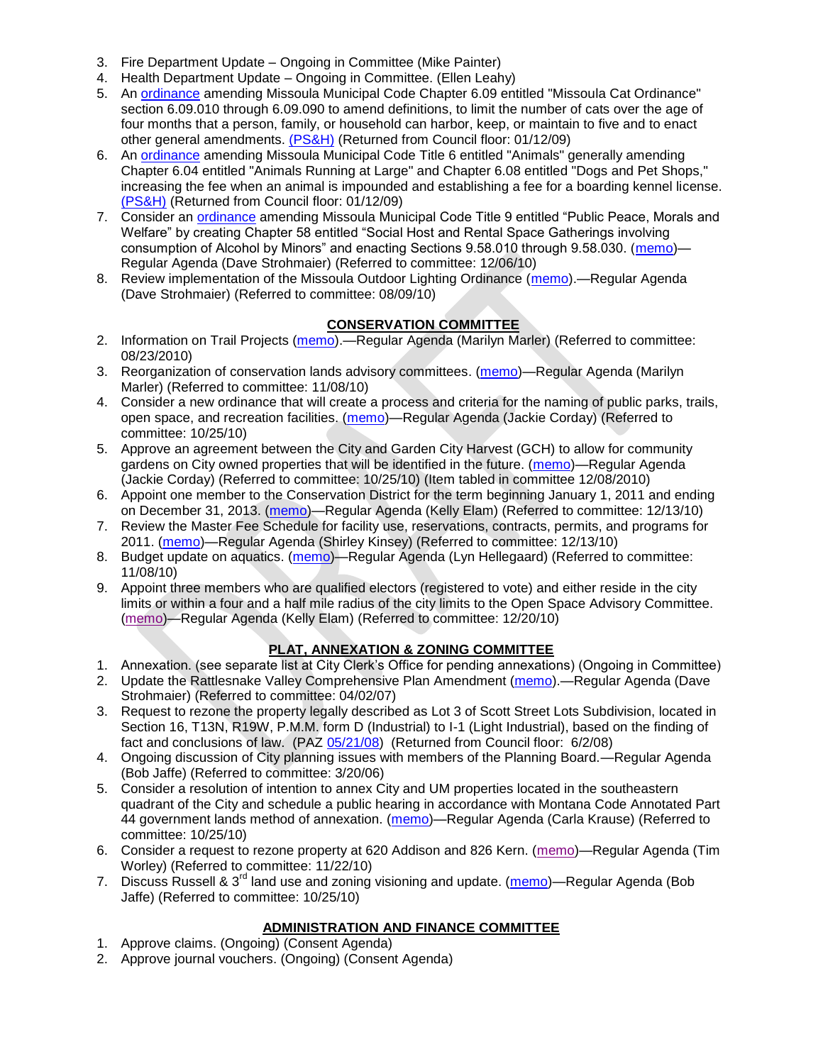3. Fire Department Update – Ongoing in Committee (Mike Painter)
4. Health Department Update – Ongoing in Committee. (Ellen Leahy)
5. An ordinance amending Missoula Municipal Code Chapter 6.09 entitled "Missoula Cat Ordinance" section 6.09.010 through 6.09.090 to amend definitions, to limit the number of cats over the age of four months that a person, family, or household can harbor, keep, or maintain to five and to enact other general amendments. (PS&H) (Returned from Council floor: 01/12/09)
6. An ordinance amending Missoula Municipal Code Title 6 entitled "Animals" generally amending Chapter 6.04 entitled "Animals Running at Large" and Chapter 6.08 entitled "Dogs and Pet Shops," increasing the fee when an animal is impounded and establishing a fee for a boarding kennel license. (PS&H) (Returned from Council floor: 01/12/09)
7. Consider an ordinance amending Missoula Municipal Code Title 9 entitled "Public Peace, Morals and Welfare" by creating Chapter 58 entitled "Social Host and Rental Space Gatherings involving consumption of Alcohol by Minors" and enacting Sections 9.58.010 through 9.58.030. (memo)—Regular Agenda (Dave Strohmaier) (Referred to committee: 12/06/10)
8. Review implementation of the Missoula Outdoor Lighting Ordinance (memo).—Regular Agenda (Dave Strohmaier) (Referred to committee: 08/09/10)

## CONSERVATION COMMITTEE

2. Information on Trail Projects (memo).—Regular Agenda (Marilyn Marler) (Referred to committee: 08/23/2010)
3. Reorganization of conservation lands advisory committees. (memo)—Regular Agenda (Marilyn Marler) (Referred to committee: 11/08/10)
4. Consider a new ordinance that will create a process and criteria for the naming of public parks, trails, open space, and recreation facilities. (memo)—Regular Agenda (Jackie Corday) (Referred to committee: 10/25/10)
5. Approve an agreement between the City and Garden City Harvest (GCH) to allow for community gardens on City owned properties that will be identified in the future. (memo)—Regular Agenda (Jackie Corday) (Referred to committee: 10/25/10) (Item tabled in committee 12/08/2010)
6. Appoint one member to the Conservation District for the term beginning January 1, 2011 and ending on December 31, 2013. (memo)—Regular Agenda (Kelly Elam) (Referred to committee: 12/13/10)
7. Review the Master Fee Schedule for facility use, reservations, contracts, permits, and programs for 2011. (memo)—Regular Agenda (Shirley Kinsey) (Referred to committee: 12/13/10)
8. Budget update on aquatics. (memo)—Regular Agenda (Lyn Hellegaard) (Referred to committee: 11/08/10)
9. Appoint three members who are qualified electors (registered to vote) and either reside in the city limits or within a four and a half mile radius of the city limits to the Open Space Advisory Committee. (memo)—Regular Agenda (Kelly Elam) (Referred to committee: 12/20/10)

## PLAT, ANNEXATION & ZONING COMMITTEE

1. Annexation. (see separate list at City Clerk's Office for pending annexations) (Ongoing in Committee)
2. Update the Rattlesnake Valley Comprehensive Plan Amendment (memo).—Regular Agenda (Dave Strohmaier) (Referred to committee: 04/02/07)
3. Request to rezone the property legally described as Lot 3 of Scott Street Lots Subdivision, located in Section 16, T13N, R19W, P.M.M. form D (Industrial) to I-1 (Light Industrial), based on the finding of fact and conclusions of law. (PAZ 05/21/08) (Returned from Council floor: 6/2/08)
4. Ongoing discussion of City planning issues with members of the Planning Board.—Regular Agenda (Bob Jaffe) (Referred to committee: 3/20/06)
5. Consider a resolution of intention to annex City and UM properties located in the southeastern quadrant of the City and schedule a public hearing in accordance with Montana Code Annotated Part 44 government lands method of annexation. (memo)—Regular Agenda (Carla Krause) (Referred to committee: 10/25/10)
6. Consider a request to rezone property at 620 Addison and 826 Kern. (memo)—Regular Agenda (Tim Worley) (Referred to committee: 11/22/10)
7. Discuss Russell & 3rd land use and zoning visioning and update. (memo)—Regular Agenda (Bob Jaffe) (Referred to committee: 10/25/10)

## ADMINISTRATION AND FINANCE COMMITTEE

1. Approve claims. (Ongoing) (Consent Agenda)
2. Approve journal vouchers. (Ongoing) (Consent Agenda)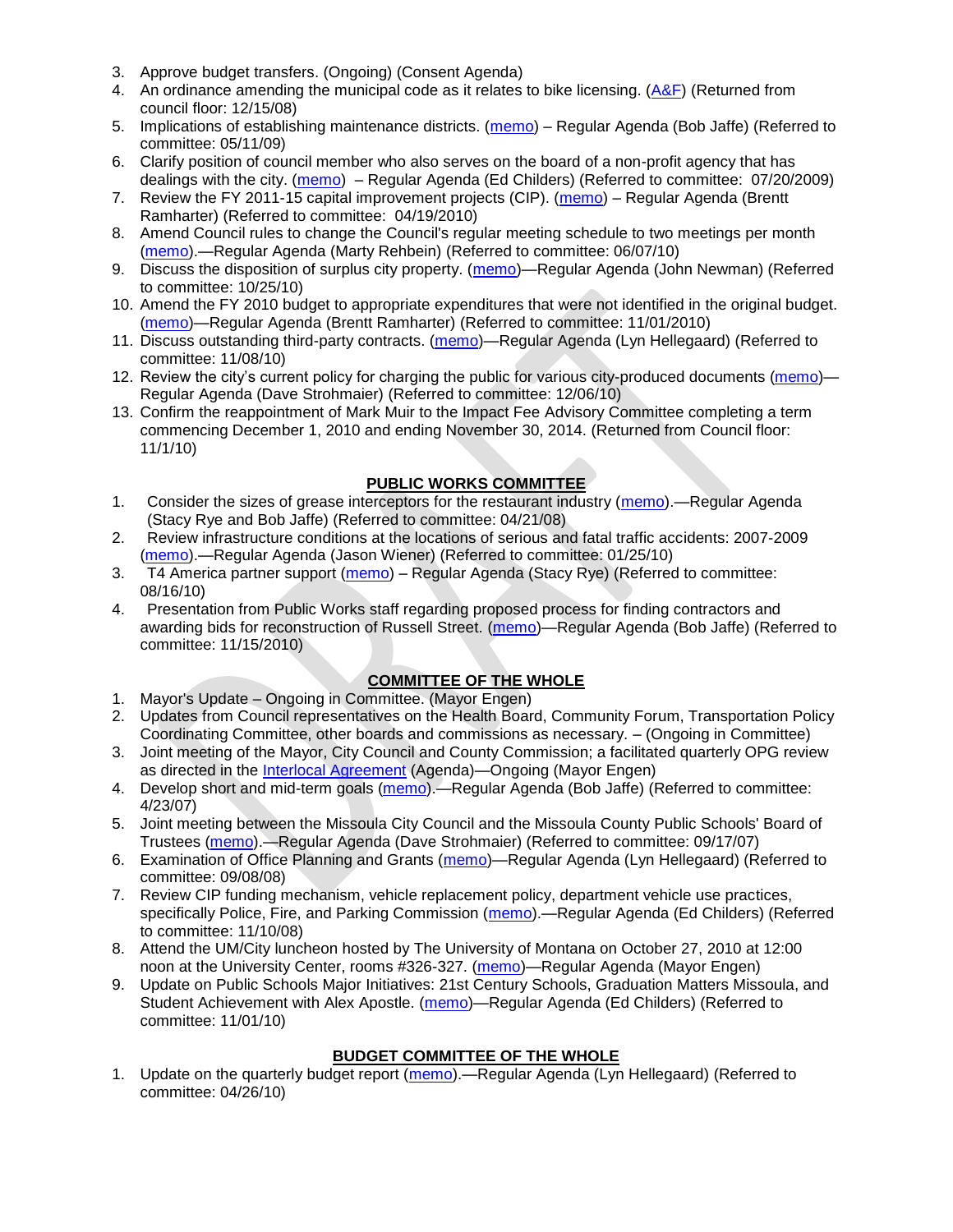3. Approve budget transfers. (Ongoing) (Consent Agenda)
4. An ordinance amending the municipal code as it relates to bike licensing. (A&F) (Returned from council floor: 12/15/08)
5. Implications of establishing maintenance districts. (memo) – Regular Agenda (Bob Jaffe) (Referred to committee: 05/11/09)
6. Clarify position of council member who also serves on the board of a non-profit agency that has dealings with the city. (memo) – Regular Agenda (Ed Childers) (Referred to committee: 07/20/2009)
7. Review the FY 2011-15 capital improvement projects (CIP). (memo) – Regular Agenda (Brentt Ramharter) (Referred to committee: 04/19/2010)
8. Amend Council rules to change the Council's regular meeting schedule to two meetings per month (memo).—Regular Agenda (Marty Rehbein) (Referred to committee: 06/07/10)
9. Discuss the disposition of surplus city property. (memo)—Regular Agenda (John Newman) (Referred to committee: 10/25/10)
10. Amend the FY 2010 budget to appropriate expenditures that were not identified in the original budget. (memo)—Regular Agenda (Brentt Ramharter) (Referred to committee: 11/01/2010)
11. Discuss outstanding third-party contracts. (memo)—Regular Agenda (Lyn Hellegaard) (Referred to committee: 11/08/10)
12. Review the city's current policy for charging the public for various city-produced documents (memo)—Regular Agenda (Dave Strohmaier) (Referred to committee: 12/06/10)
13. Confirm the reappointment of Mark Muir to the Impact Fee Advisory Committee completing a term commencing December 1, 2010 and ending November 30, 2014. (Returned from Council floor: 11/1/10)

## PUBLIC WORKS COMMITTEE

1. Consider the sizes of grease interceptors for the restaurant industry (memo).—Regular Agenda (Stacy Rye and Bob Jaffe) (Referred to committee: 04/21/08)
2. Review infrastructure conditions at the locations of serious and fatal traffic accidents: 2007-2009 (memo).—Regular Agenda (Jason Wiener) (Referred to committee: 01/25/10)
3. T4 America partner support (memo) – Regular Agenda (Stacy Rye) (Referred to committee: 08/16/10)
4. Presentation from Public Works staff regarding proposed process for finding contractors and awarding bids for reconstruction of Russell Street. (memo)—Regular Agenda (Bob Jaffe) (Referred to committee: 11/15/2010)

## COMMITTEE OF THE WHOLE

1. Mayor's Update – Ongoing in Committee. (Mayor Engen)
2. Updates from Council representatives on the Health Board, Community Forum, Transportation Policy Coordinating Committee, other boards and commissions as necessary. – (Ongoing in Committee)
3. Joint meeting of the Mayor, City Council and County Commission; a facilitated quarterly OPG review as directed in the Interlocal Agreement (Agenda)—Ongoing (Mayor Engen)
4. Develop short and mid-term goals (memo).—Regular Agenda (Bob Jaffe) (Referred to committee: 4/23/07)
5. Joint meeting between the Missoula City Council and the Missoula County Public Schools' Board of Trustees (memo).—Regular Agenda (Dave Strohmaier) (Referred to committee: 09/17/07)
6. Examination of Office Planning and Grants (memo)—Regular Agenda (Lyn Hellegaard) (Referred to committee: 09/08/08)
7. Review CIP funding mechanism, vehicle replacement policy, department vehicle use practices, specifically Police, Fire, and Parking Commission (memo).—Regular Agenda (Ed Childers) (Referred to committee: 11/10/08)
8. Attend the UM/City luncheon hosted by The University of Montana on October 27, 2010 at 12:00 noon at the University Center, rooms #326-327. (memo)—Regular Agenda (Mayor Engen)
9. Update on Public Schools Major Initiatives: 21st Century Schools, Graduation Matters Missoula, and Student Achievement with Alex Apostle. (memo)—Regular Agenda (Ed Childers) (Referred to committee: 11/01/10)

## BUDGET COMMITTEE OF THE WHOLE

1. Update on the quarterly budget report (memo).—Regular Agenda (Lyn Hellegaard) (Referred to committee: 04/26/10)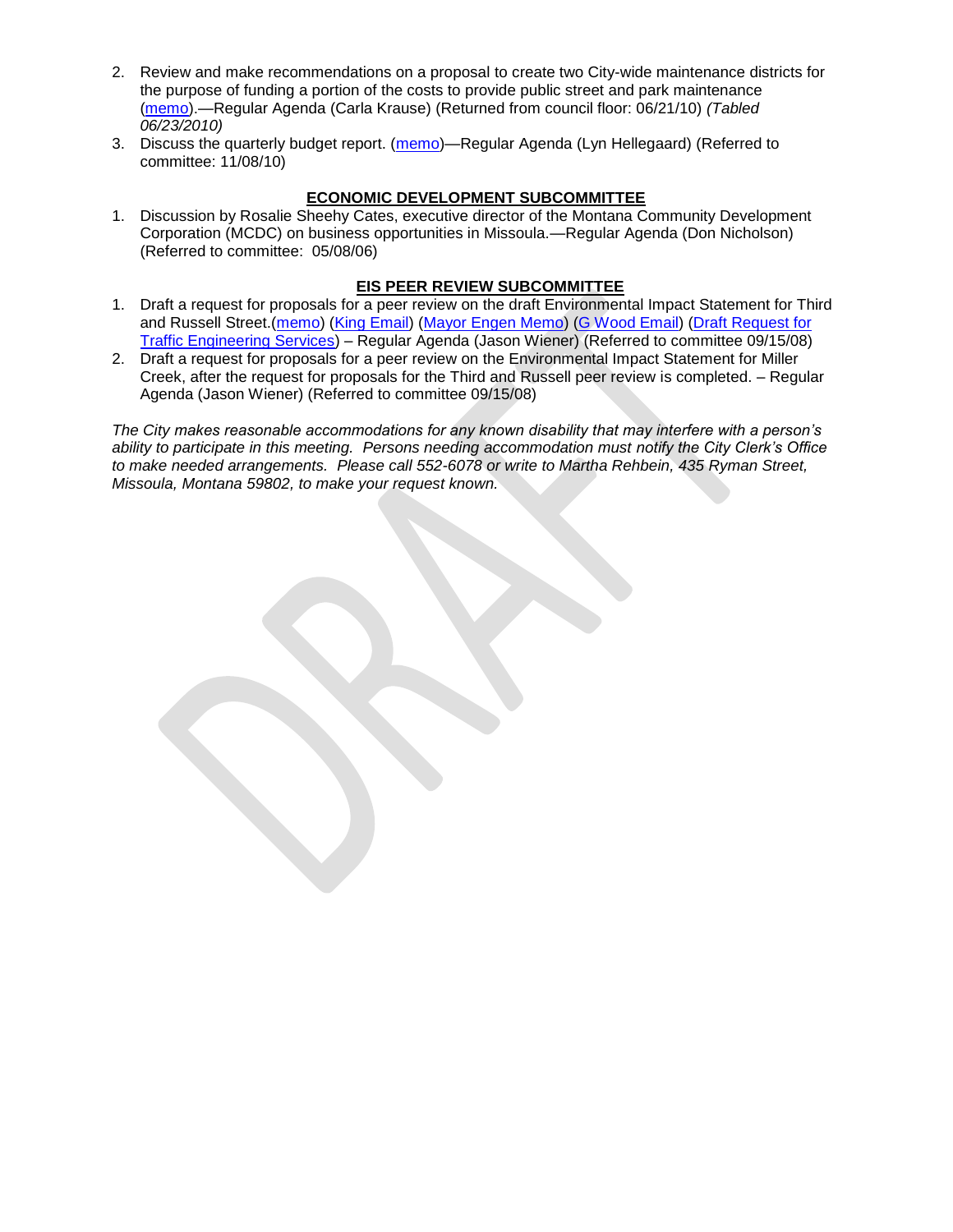2. Review and make recommendations on a proposal to create two City-wide maintenance districts for the purpose of funding a portion of the costs to provide public street and park maintenance (memo).—Regular Agenda (Carla Krause) (Returned from council floor: 06/21/10) *(Tabled 06/23/2010)*
3. Discuss the quarterly budget report. (memo)—Regular Agenda (Lyn Hellegaard) (Referred to committee: 11/08/10)

**ECONOMIC DEVELOPMENT SUBCOMMITTEE**

1. Discussion by Rosalie Sheehy Cates, executive director of the Montana Community Development Corporation (MCDC) on business opportunities in Missoula.—Regular Agenda (Don Nicholson) (Referred to committee: 05/08/06)

**EIS PEER REVIEW SUBCOMMITTEE**

1. Draft a request for proposals for a peer review on the draft Environmental Impact Statement for Third and Russell Street.(memo) (King Email) (Mayor Engen Memo) (G Wood Email) (Draft Request for Traffic Engineering Services) – Regular Agenda (Jason Wiener) (Referred to committee 09/15/08)
2. Draft a request for proposals for a peer review on the Environmental Impact Statement for Miller Creek, after the request for proposals for the Third and Russell peer review is completed. – Regular Agenda (Jason Wiener) (Referred to committee 09/15/08)

*The City makes reasonable accommodations for any known disability that may interfere with a person's ability to participate in this meeting. Persons needing accommodation must notify the City Clerk's Office to make needed arrangements. Please call 552-6078 or write to Martha Rehbein, 435 Ryman Street, Missoula, Montana 59802, to make your request known.*